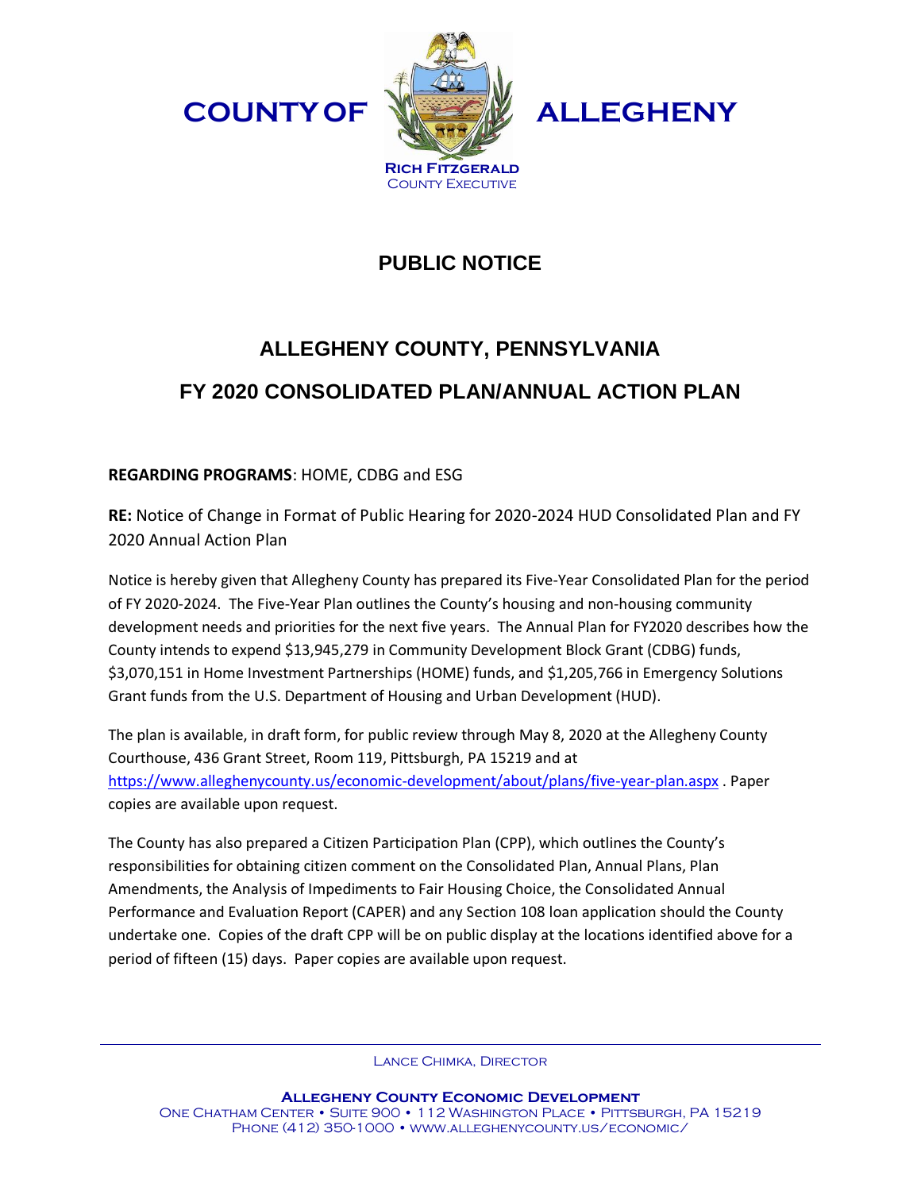**COUNTY OF ALLEGHENY**

**RICH FITZGERALD**
COUNTY EXECUTIVE

# PUBLIC NOTICE

## ALLEGHENY COUNTY, PENNSYLVANIA

## FY 2020 CONSOLIDATED PLAN/ANNUAL ACTION PLAN

**REGARDING PROGRAMS**: HOME, CDBG and ESG

**RE:** Notice of Change in Format of Public Hearing for 2020-2024 HUD Consolidated Plan and FY 2020 Annual Action Plan

Notice is hereby given that Allegheny County has prepared its Five-Year Consolidated Plan for the period of FY 2020-2024. The Five-Year Plan outlines the County's housing and non-housing community development needs and priorities for the next five years. The Annual Plan for FY2020 describes how the County intends to expend $13,945,279 in Community Development Block Grant (CDBG) funds, $3,070,151 in Home Investment Partnerships (HOME) funds, and $1,205,766 in Emergency Solutions Grant funds from the U.S. Department of Housing and Urban Development (HUD).

The plan is available, in draft form, for public review through May 8, 2020 at the Allegheny County Courthouse, 436 Grant Street, Room 119, Pittsburgh, PA 15219 and at https://www.alleghenycounty.us/economic-development/about/plans/five-year-plan.aspx . Paper copies are available upon request.

The County has also prepared a Citizen Participation Plan (CPP), which outlines the County's responsibilities for obtaining citizen comment on the Consolidated Plan, Annual Plans, Plan Amendments, the Analysis of Impediments to Fair Housing Choice, the Consolidated Annual Performance and Evaluation Report (CAPER) and any Section 108 loan application should the County undertake one. Copies of the draft CPP will be on public display at the locations identified above for a period of fifteen (15) days. Paper copies are available upon request.

LANCE CHIMKA, DIRECTOR

**ALLEGHENY COUNTY ECONOMIC DEVELOPMENT**
ONE CHATHAM CENTER • SUITE 900 • 112 WASHINGTON PLACE • PITTSBURGH, PA 15219
PHONE (412) 350-1000 • WWW.ALLEGHENYCOUNTY.US/ECONOMIC/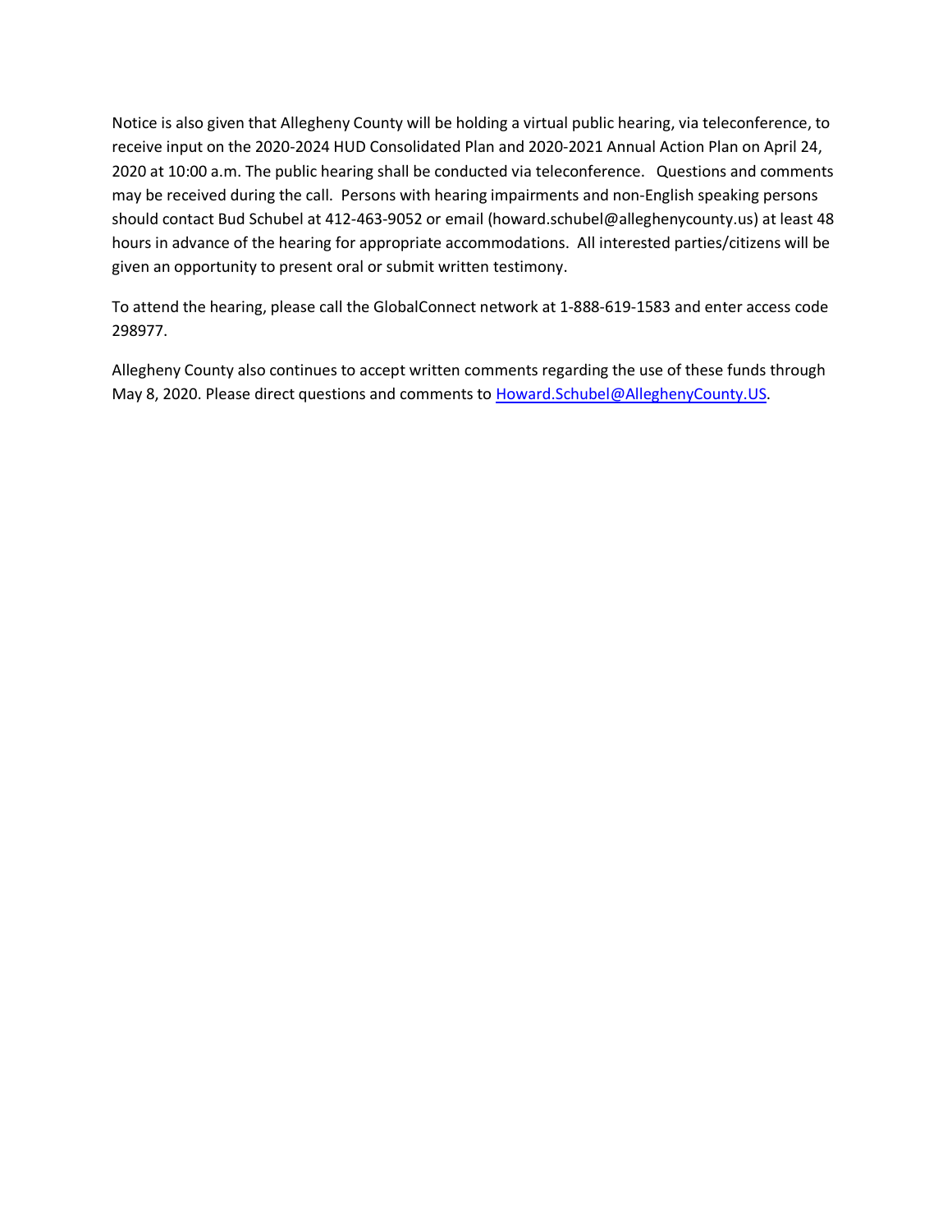Notice is also given that Allegheny County will be holding a virtual public hearing, via teleconference, to receive input on the 2020-2024 HUD Consolidated Plan and 2020-2021 Annual Action Plan on April 24, 2020 at 10:00 a.m. The public hearing shall be conducted via teleconference. Questions and comments may be received during the call. Persons with hearing impairments and non-English speaking persons should contact Bud Schubel at 412-463-9052 or email (howard.schubel@alleghenycounty.us) at least 48 hours in advance of the hearing for appropriate accommodations. All interested parties/citizens will be given an opportunity to present oral or submit written testimony.

To attend the hearing, please call the GlobalConnect network at 1-888-619-1583 and enter access code 298977.

Allegheny County also continues to accept written comments regarding the use of these funds through May 8, 2020. Please direct questions and comments to Howard.Schubel@AlleghenyCounty.US.